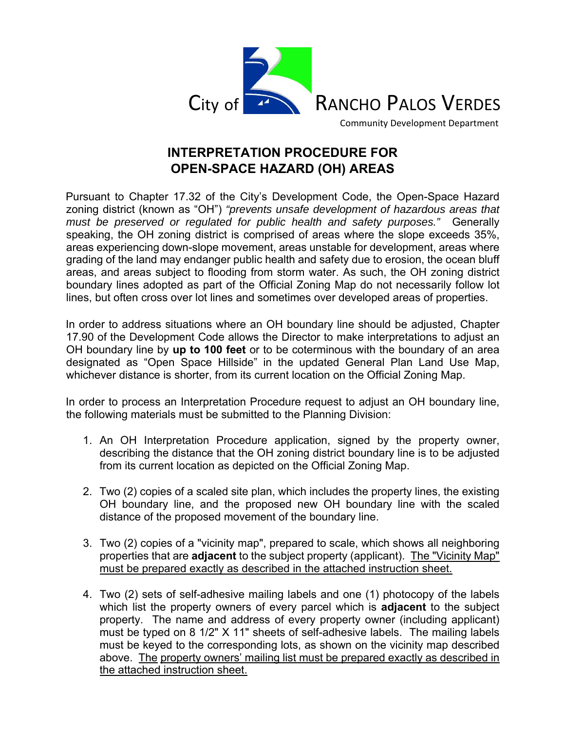City of RANCHO PALOS VERDES

Community Development Department

# INTERPRETATION PROCEDURE FOR OPEN-SPACE HAZARD (OH) AREAS

Pursuant to Chapter 17.32 of the City's Development Code, the Open-Space Hazard zoning district (known as "OH") *"prevents unsafe development of hazardous areas that must be preserved or regulated for public health and safety purposes."* Generally speaking, the OH zoning district is comprised of areas where the slope exceeds 35%, areas experiencing down-slope movement, areas unstable for development, areas where grading of the land may endanger public health and safety due to erosion, the ocean bluff areas, and areas subject to flooding from storm water. As such, the OH zoning district boundary lines adopted as part of the Official Zoning Map do not necessarily follow lot lines, but often cross over lot lines and sometimes over developed areas of properties.

In order to address situations where an OH boundary line should be adjusted, Chapter 17.90 of the Development Code allows the Director to make interpretations to adjust an OH boundary line by **up to 100 feet** or to be coterminous with the boundary of an area designated as "Open Space Hillside" in the updated General Plan Land Use Map, whichever distance is shorter, from its current location on the Official Zoning Map.

In order to process an Interpretation Procedure request to adjust an OH boundary line, the following materials must be submitted to the Planning Division:

1. An OH Interpretation Procedure application, signed by the property owner, describing the distance that the OH zoning district boundary line is to be adjusted from its current location as depicted on the Official Zoning Map.

2. Two (2) copies of a scaled site plan, which includes the property lines, the existing OH boundary line, and the proposed new OH boundary line with the scaled distance of the proposed movement of the boundary line.

3. Two (2) copies of a "vicinity map", prepared to scale, which shows all neighboring properties that are **adjacent** to the subject property (applicant). <u>The "Vicinity Map" must be prepared exactly as described in the attached instruction sheet.</u>

4. Two (2) sets of self-adhesive mailing labels and one (1) photocopy of the labels which list the property owners of every parcel which is **adjacent** to the subject property. The name and address of every property owner (including applicant) must be typed on 8 1/2" X 11" sheets of self-adhesive labels. The mailing labels must be keyed to the corresponding lots, as shown on the vicinity map described above. <u>The property owners' mailing list must be prepared exactly as described in the attached instruction sheet.</u>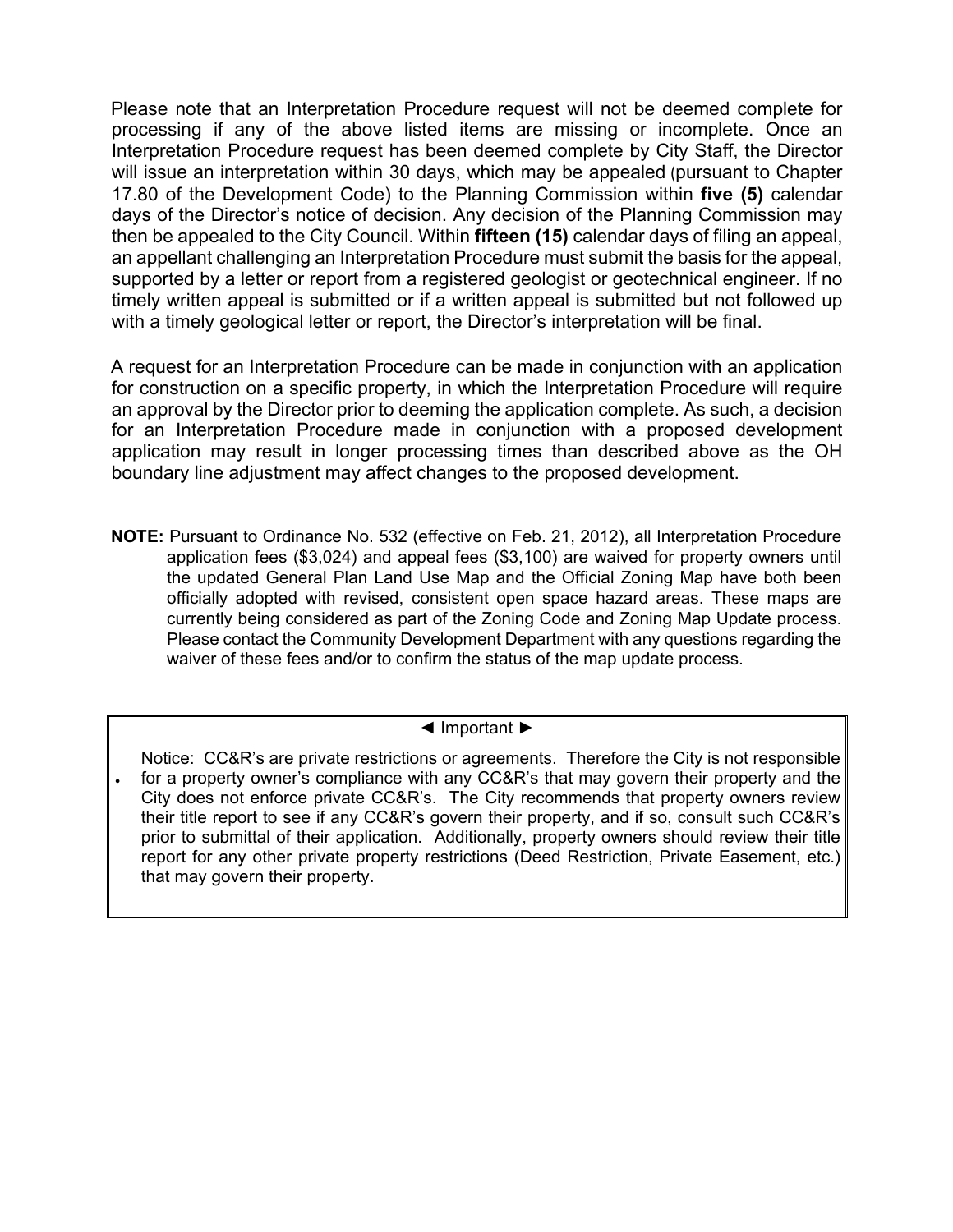Please note that an Interpretation Procedure request will not be deemed complete for processing if any of the above listed items are missing or incomplete. Once an Interpretation Procedure request has been deemed complete by City Staff, the Director will issue an interpretation within 30 days, which may be appealed (pursuant to Chapter 17.80 of the Development Code) to the Planning Commission within **five (5)** calendar days of the Director's notice of decision. Any decision of the Planning Commission may then be appealed to the City Council. Within **fifteen (15)** calendar days of filing an appeal, an appellant challenging an Interpretation Procedure must submit the basis for the appeal, supported by a letter or report from a registered geologist or geotechnical engineer. If no timely written appeal is submitted or if a written appeal is submitted but not followed up with a timely geological letter or report, the Director's interpretation will be final.

A request for an Interpretation Procedure can be made in conjunction with an application for construction on a specific property, in which the Interpretation Procedure will require an approval by the Director prior to deeming the application complete. As such, a decision for an Interpretation Procedure made in conjunction with a proposed development application may result in longer processing times than described above as the OH boundary line adjustment may affect changes to the proposed development.

**NOTE:** Pursuant to Ordinance No. 532 (effective on Feb. 21, 2012), all Interpretation Procedure application fees ($3,024) and appeal fees ($3,100) are waived for property owners until the updated General Plan Land Use Map and the Official Zoning Map have both been officially adopted with revised, consistent open space hazard areas. These maps are currently being considered as part of the Zoning Code and Zoning Map Update process. Please contact the Community Development Department with any questions regarding the waiver of these fees and/or to confirm the status of the map update process.

◄ Important ►

- Notice: CC&R's are private restrictions or agreements. Therefore the City is not responsible for a property owner's compliance with any CC&R's that may govern their property and the City does not enforce private CC&R's. The City recommends that property owners review their title report to see if any CC&R's govern their property, and if so, consult such CC&R's prior to submittal of their application. Additionally, property owners should review their title report for any other private property restrictions (Deed Restriction, Private Easement, etc.) that may govern their property.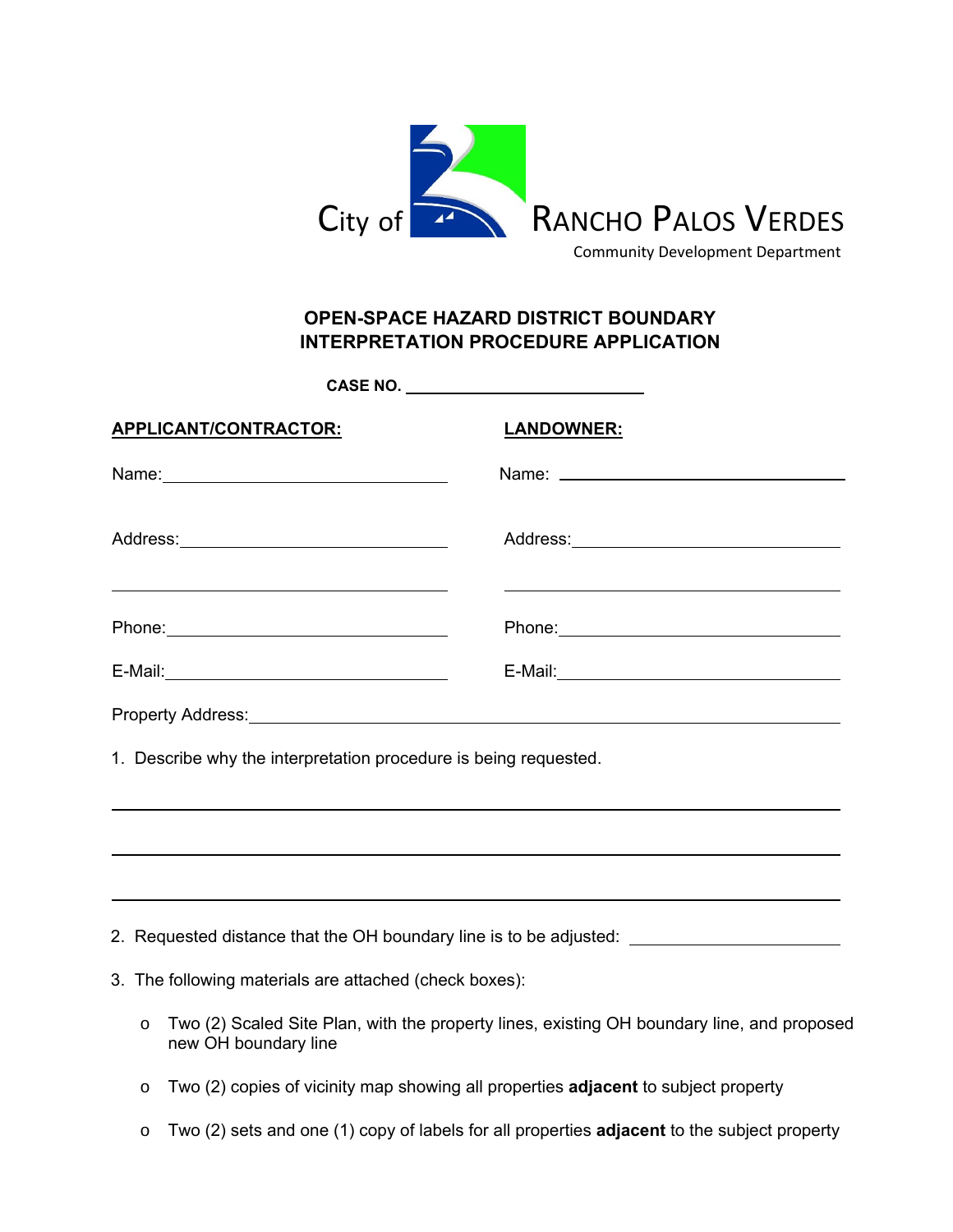City of RANCHO PALOS VERDES

Community Development Department

## OPEN-SPACE HAZARD DISTRICT BOUNDARY INTERPRETATION PROCEDURE APPLICATION

**CASE NO.** ____________________________

| **APPLICANT/CONTRACTOR:** | **LANDOWNER:** |
|---|---|
| Name: ____________________________ | Name: ____________________________ |
| Address: ____________________________ | Address: ____________________________ |
| ____________________________ | ____________________________ |
| Phone: ____________________________ | Phone: ____________________________ |
| E-Mail: ____________________________ | E-Mail: ____________________________ |

Property Address: ________________________________________________________________

1. Describe why the interpretation procedure is being requested.

________________________________________________________________

________________________________________________________________

________________________________________________________________

2. Requested distance that the OH boundary line is to be adjusted: ____________________

3. The following materials are attached (check boxes):

   - Two (2) Scaled Site Plan, with the property lines, existing OH boundary line, and proposed new OH boundary line
   - Two (2) copies of vicinity map showing all properties **adjacent** to subject property
   - Two (2) sets and one (1) copy of labels for all properties **adjacent** to the subject property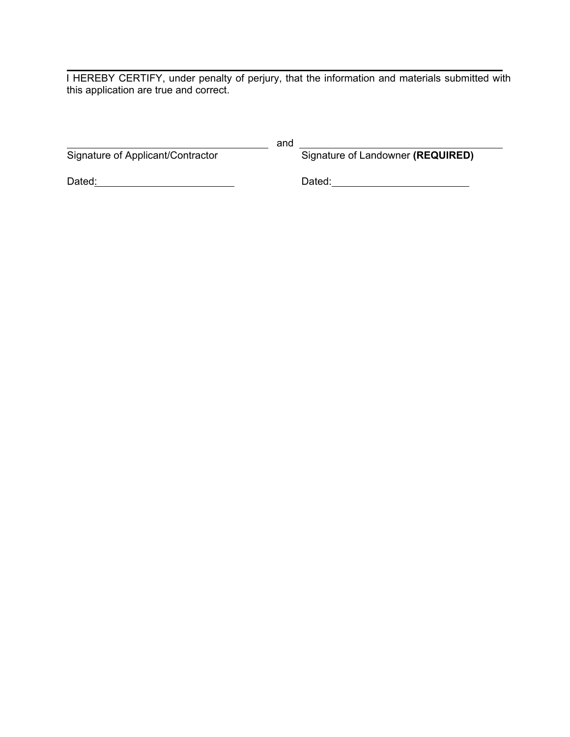I HEREBY CERTIFY, under penalty of perjury, that the information and materials submitted with this application are true and correct.

\_\_\_\_\_\_\_\_\_\_\_\_\_\_\_\_\_\_\_\_\_\_\_\_\_\_\_\_\_\_\_\_\_\_\_\_ and \_\_\_\_\_\_\_\_\_\_\_\_\_\_\_\_\_\_\_\_\_\_\_\_\_\_\_\_\_\_\_\_\_\_\_\_

Signature of Applicant/Contractor — Signature of Landowner **(REQUIRED)**

Dated:\_\_\_\_\_\_\_\_\_\_\_\_\_\_\_\_\_\_\_\_\_\_\_\_\_ Dated:\_\_\_\_\_\_\_\_\_\_\_\_\_\_\_\_\_\_\_\_\_\_\_\_\_